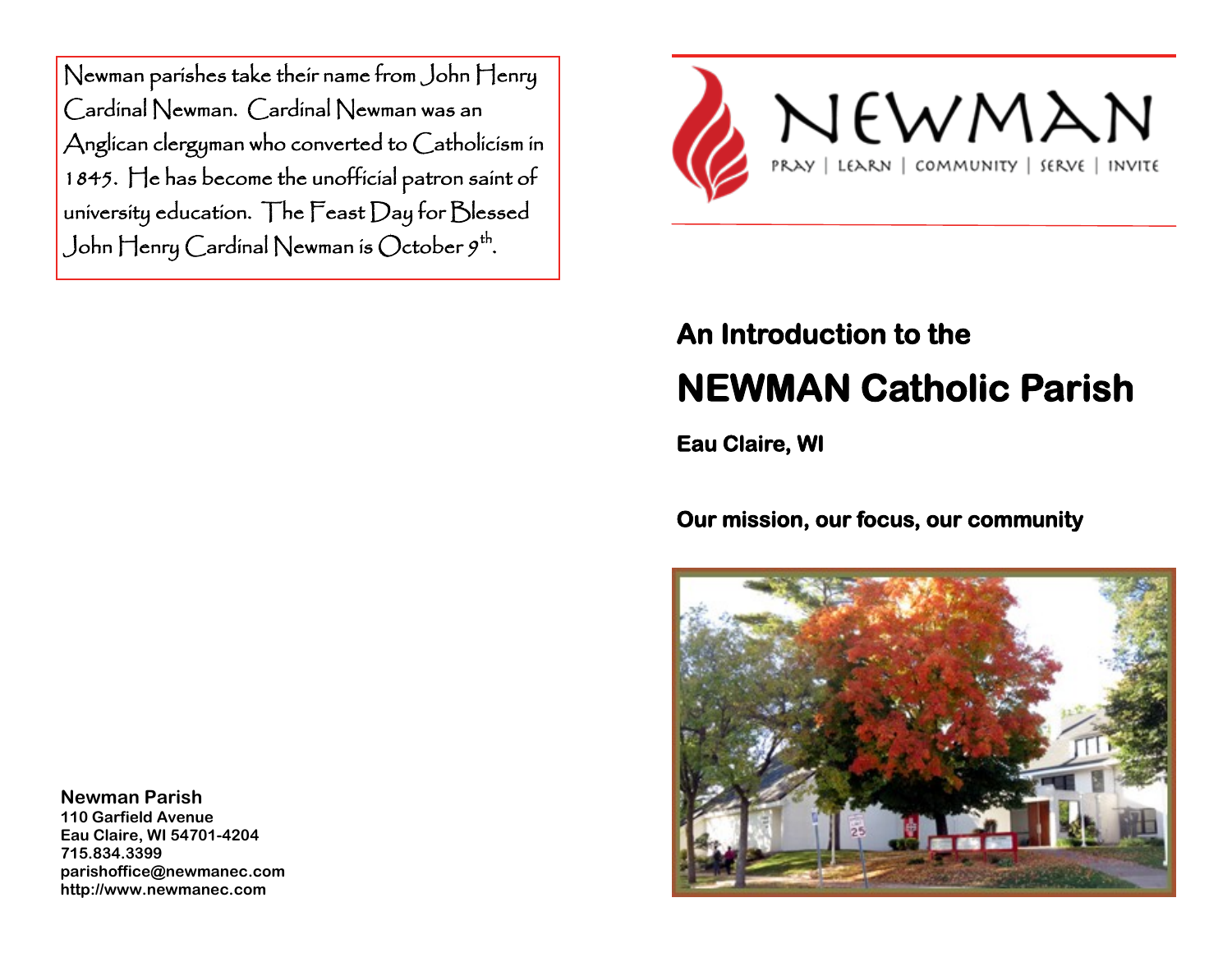Newman parishes take their name from John Henry Cardinal Newman. Cardinal Newman was an Anglican clergyman who converted to Catholicism in 1845. He has become the unofficial patron saint of university education. The Feast Day for Blessed John Henry Cardinal Newman is October 9th.

**Newman Parish**
**110 Garfield Avenue**
**Eau Claire, WI 54701-4204**
**715.834.3399**
**parishoffice@newmanec.com**
**http://www.newmanec.com**

NEWMAN

PRAY | LEARN | COMMUNITY | SERVE | INVITE

## An Introduction to the

# NEWMAN Catholic Parish

**Eau Claire, WI**

**Our mission, our focus, our community**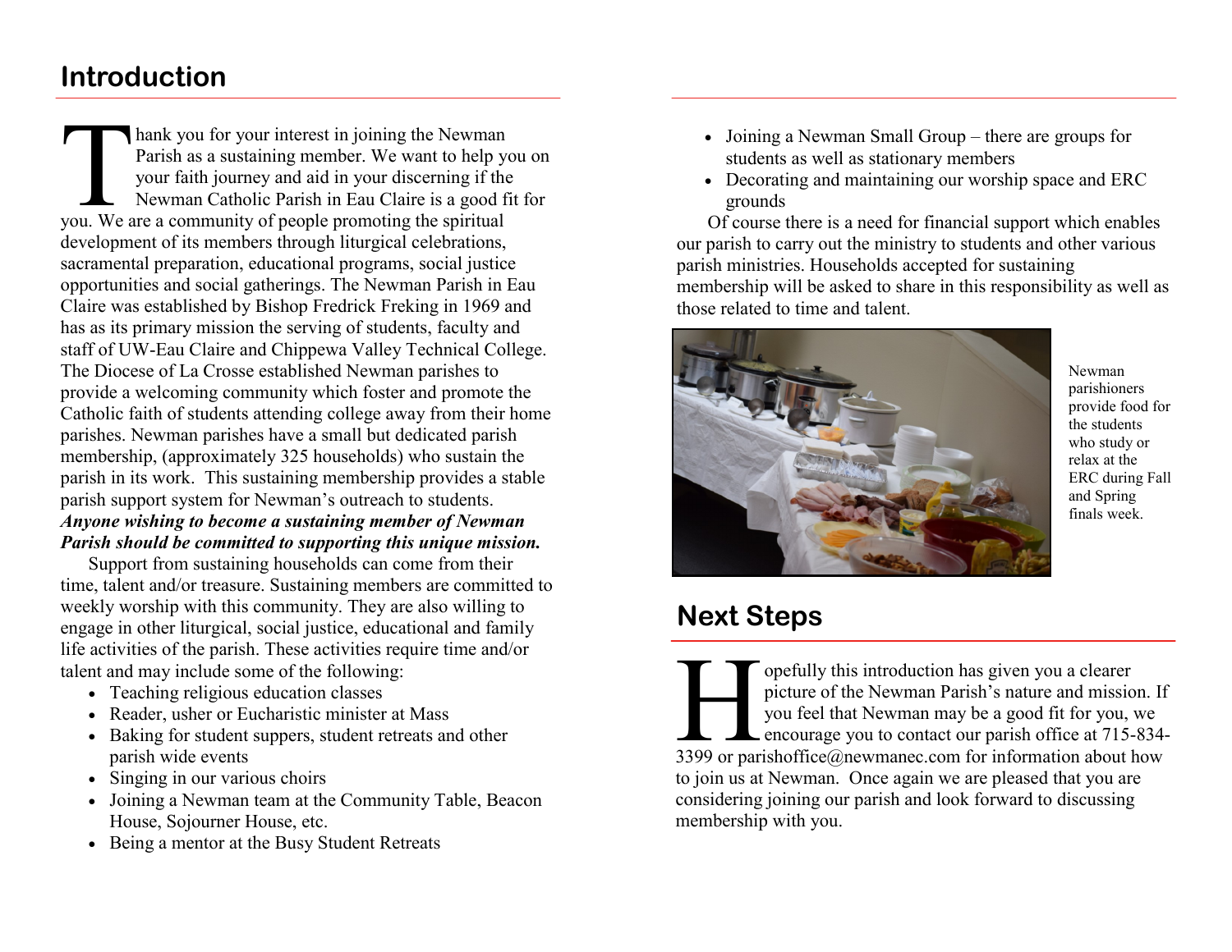## Introduction

Thank you for your interest in joining the Newman Parish as a sustaining member. We want to help you on your faith journey and aid in your discerning if the Newman Catholic Parish in Eau Claire is a good fit for you. We are a community of people promoting the spiritual development of its members through liturgical celebrations, sacramental preparation, educational programs, social justice opportunities and social gatherings. The Newman Parish in Eau Claire was established by Bishop Fredrick Freking in 1969 and has as its primary mission the serving of students, faculty and staff of UW-Eau Claire and Chippewa Valley Technical College. The Diocese of La Crosse established Newman parishes to provide a welcoming community which foster and promote the Catholic faith of students attending college away from their home parishes. Newman parishes have a small but dedicated parish membership, (approximately 325 households) who sustain the parish in its work. This sustaining membership provides a stable parish support system for Newman's outreach to students. ***Anyone wishing to become a sustaining member of Newman Parish should be committed to supporting this unique mission.***

Support from sustaining households can come from their time, talent and/or treasure. Sustaining members are committed to weekly worship with this community. They are also willing to engage in other liturgical, social justice, educational and family life activities of the parish. These activities require time and/or talent and may include some of the following:

- Teaching religious education classes
- Reader, usher or Eucharistic minister at Mass
- Baking for student suppers, student retreats and other parish wide events
- Singing in our various choirs
- Joining a Newman team at the Community Table, Beacon House, Sojourner House, etc.
- Being a mentor at the Busy Student Retreats
- Joining a Newman Small Group – there are groups for students as well as stationary members
- Decorating and maintaining our worship space and ERC grounds

Of course there is a need for financial support which enables our parish to carry out the ministry to students and other various parish ministries. Households accepted for sustaining membership will be asked to share in this responsibility as well as those related to time and talent.

Newman parishioners provide food for the students who study or relax at the ERC during Fall and Spring finals week.

## Next Steps

Hopefully this introduction has given you a clearer picture of the Newman Parish's nature and mission. If you feel that Newman may be a good fit for you, we encourage you to contact our parish office at 715-834-3399 or parishoffice@newmanec.com for information about how to join us at Newman. Once again we are pleased that you are considering joining our parish and look forward to discussing membership with you.